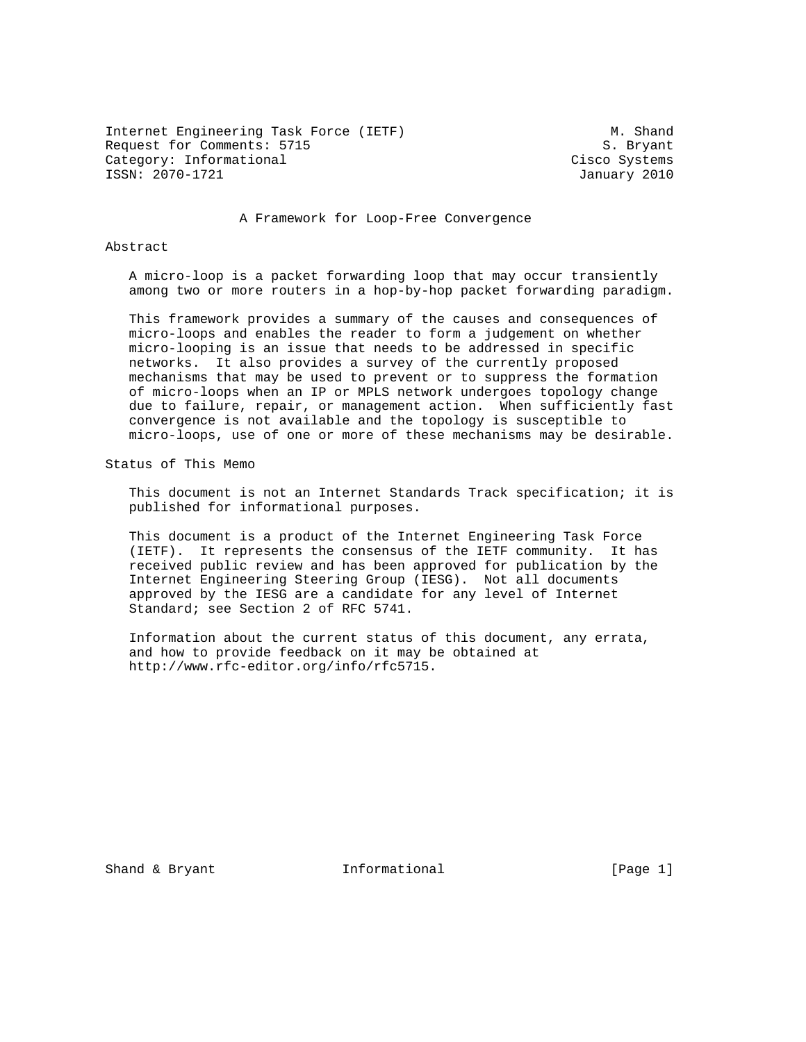Internet Engineering Task Force (IETF) M. Shand
Request for Comments: 5715 S. Bryant
Category: Informational Cisco Systems
ISSN: 2070-1721 January 2010

# A Framework for Loop-Free Convergence

## Abstract

A micro-loop is a packet forwarding loop that may occur transiently among two or more routers in a hop-by-hop packet forwarding paradigm.

This framework provides a summary of the causes and consequences of micro-loops and enables the reader to form a judgement on whether micro-looping is an issue that needs to be addressed in specific networks. It also provides a survey of the currently proposed mechanisms that may be used to prevent or to suppress the formation of micro-loops when an IP or MPLS network undergoes topology change due to failure, repair, or management action. When sufficiently fast convergence is not available and the topology is susceptible to micro-loops, use of one or more of these mechanisms may be desirable.

## Status of This Memo

This document is not an Internet Standards Track specification; it is published for informational purposes.

This document is a product of the Internet Engineering Task Force (IETF). It represents the consensus of the IETF community. It has received public review and has been approved for publication by the Internet Engineering Steering Group (IESG). Not all documents approved by the IESG are a candidate for any level of Internet Standard; see Section 2 of RFC 5741.

Information about the current status of this document, any errata, and how to provide feedback on it may be obtained at http://www.rfc-editor.org/info/rfc5715.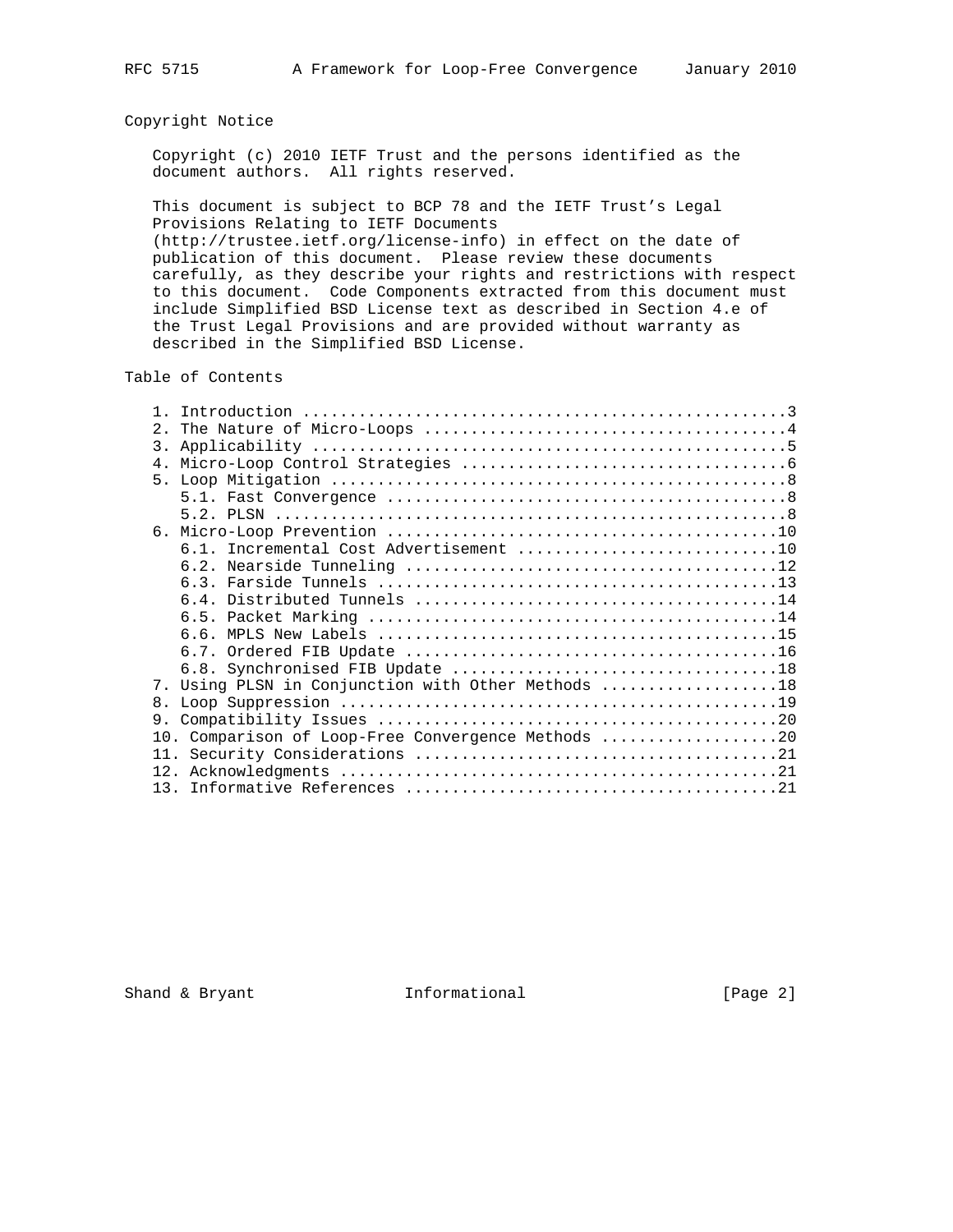## Copyright Notice

Copyright (c) 2010 IETF Trust and the persons identified as the document authors. All rights reserved.

This document is subject to BCP 78 and the IETF Trust's Legal Provisions Relating to IETF Documents (http://trustee.ietf.org/license-info) in effect on the date of publication of this document. Please review these documents carefully, as they describe your rights and restrictions with respect to this document. Code Components extracted from this document must include Simplified BSD License text as described in Section 4.e of the Trust Legal Provisions and are provided without warranty as described in the Simplified BSD License.

## Table of Contents

```
   1. Introduction ....................................................3
   2. The Nature of Micro-Loops .......................................4
   3. Applicability ...................................................5
   4. Micro-Loop Control Strategies ...................................6
   5. Loop Mitigation .................................................8
      5.1. Fast Convergence ...........................................8
      5.2. PLSN .......................................................8
   6. Micro-Loop Prevention ..........................................10
      6.1. Incremental Cost Advertisement ............................10
      6.2. Nearside Tunneling ........................................12
      6.3. Farside Tunnels ...........................................13
      6.4. Distributed Tunnels .......................................14
      6.5. Packet Marking ............................................14
      6.6. MPLS New Labels ...........................................15
      6.7. Ordered FIB Update ........................................16
      6.8. Synchronised FIB Update ...................................18
   7. Using PLSN in Conjunction with Other Methods ...................18
   8. Loop Suppression ...............................................19
   9. Compatibility Issues ...........................................20
   10. Comparison of Loop-Free Convergence Methods ...................20
   11. Security Considerations .......................................21
   12. Acknowledgments ...............................................21
   13. Informative References ........................................21
```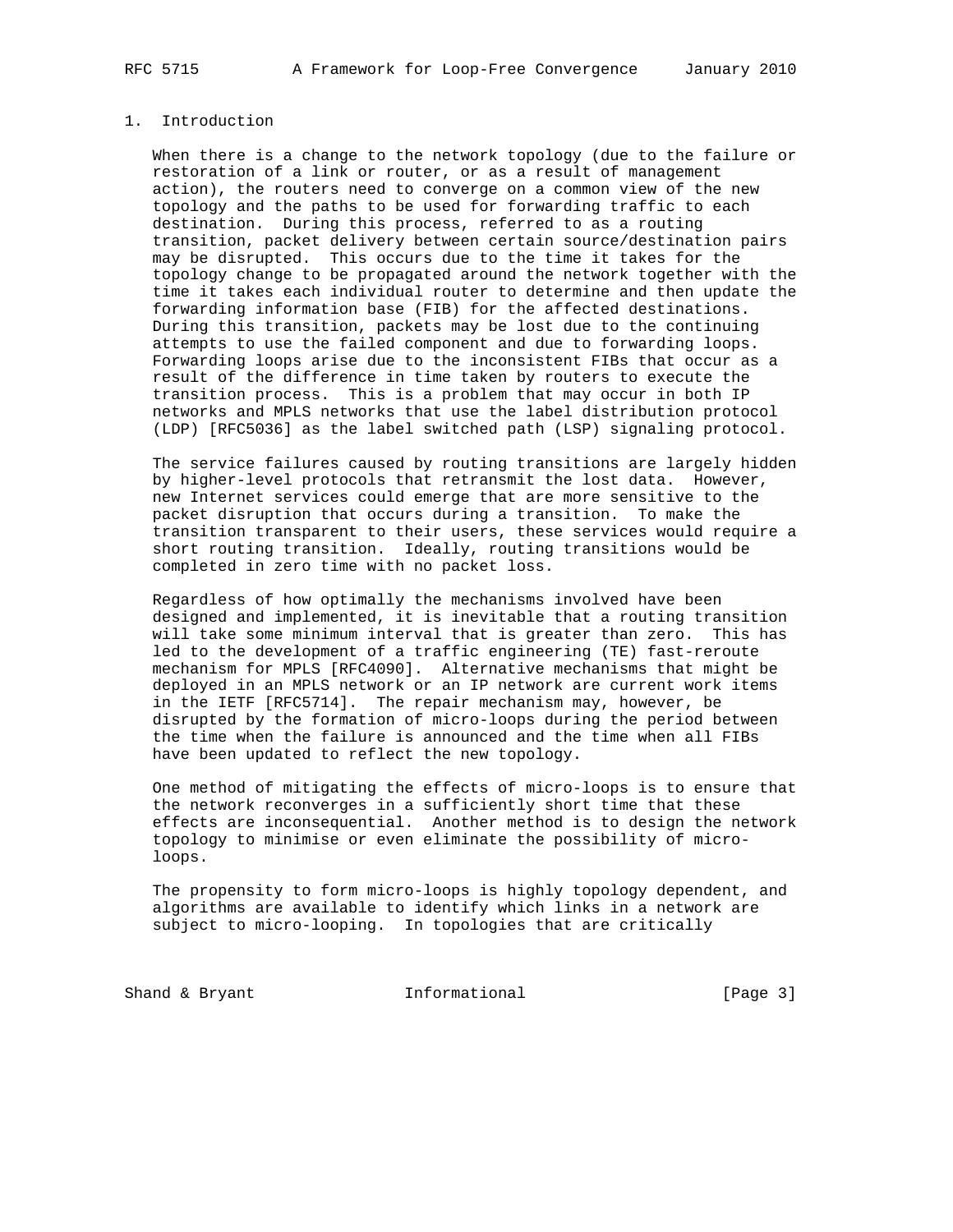# 1. Introduction

When there is a change to the network topology (due to the failure or restoration of a link or router, or as a result of management action), the routers need to converge on a common view of the new topology and the paths to be used for forwarding traffic to each destination. During this process, referred to as a routing transition, packet delivery between certain source/destination pairs may be disrupted. This occurs due to the time it takes for the topology change to be propagated around the network together with the time it takes each individual router to determine and then update the forwarding information base (FIB) for the affected destinations. During this transition, packets may be lost due to the continuing attempts to use the failed component and due to forwarding loops. Forwarding loops arise due to the inconsistent FIBs that occur as a result of the difference in time taken by routers to execute the transition process. This is a problem that may occur in both IP networks and MPLS networks that use the label distribution protocol (LDP) [RFC5036] as the label switched path (LSP) signaling protocol.

The service failures caused by routing transitions are largely hidden by higher-level protocols that retransmit the lost data. However, new Internet services could emerge that are more sensitive to the packet disruption that occurs during a transition. To make the transition transparent to their users, these services would require a short routing transition. Ideally, routing transitions would be completed in zero time with no packet loss.

Regardless of how optimally the mechanisms involved have been designed and implemented, it is inevitable that a routing transition will take some minimum interval that is greater than zero. This has led to the development of a traffic engineering (TE) fast-reroute mechanism for MPLS [RFC4090]. Alternative mechanisms that might be deployed in an MPLS network or an IP network are current work items in the IETF [RFC5714]. The repair mechanism may, however, be disrupted by the formation of micro-loops during the period between the time when the failure is announced and the time when all FIBs have been updated to reflect the new topology.

One method of mitigating the effects of micro-loops is to ensure that the network reconverges in a sufficiently short time that these effects are inconsequential. Another method is to design the network topology to minimise or even eliminate the possibility of micro-loops.

The propensity to form micro-loops is highly topology dependent, and algorithms are available to identify which links in a network are subject to micro-looping. In topologies that are critically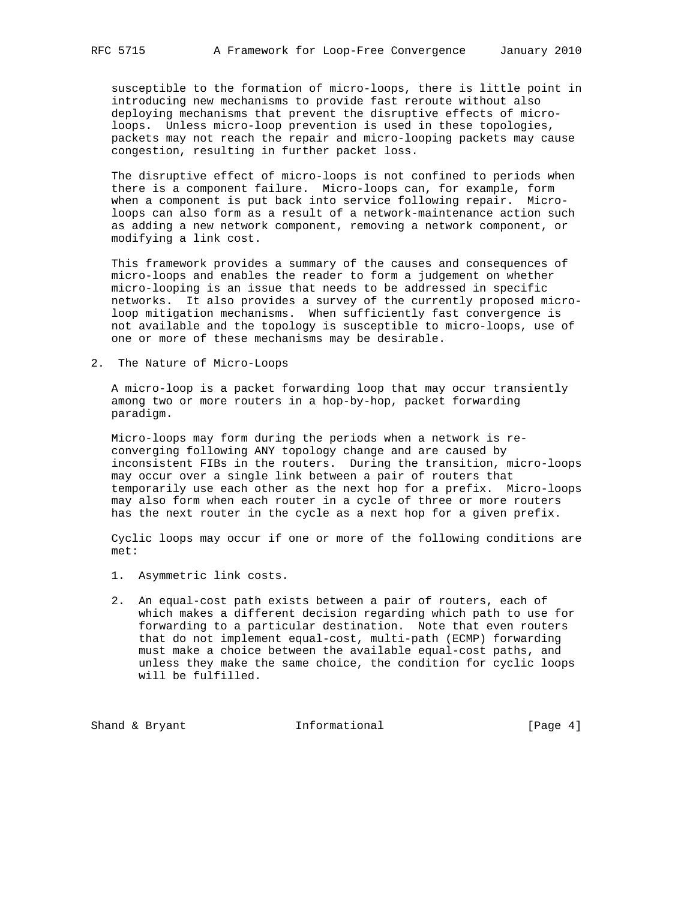susceptible to the formation of micro-loops, there is little point in introducing new mechanisms to provide fast reroute without also deploying mechanisms that prevent the disruptive effects of micro-loops. Unless micro-loop prevention is used in these topologies, packets may not reach the repair and micro-looping packets may cause congestion, resulting in further packet loss.

The disruptive effect of micro-loops is not confined to periods when there is a component failure. Micro-loops can, for example, form when a component is put back into service following repair. Micro-loops can also form as a result of a network-maintenance action such as adding a new network component, removing a network component, or modifying a link cost.

This framework provides a summary of the causes and consequences of micro-loops and enables the reader to form a judgement on whether micro-looping is an issue that needs to be addressed in specific networks. It also provides a survey of the currently proposed micro-loop mitigation mechanisms. When sufficiently fast convergence is not available and the topology is susceptible to micro-loops, use of one or more of these mechanisms may be desirable.

## 2. The Nature of Micro-Loops

A micro-loop is a packet forwarding loop that may occur transiently among two or more routers in a hop-by-hop, packet forwarding paradigm.

Micro-loops may form during the periods when a network is re-converging following ANY topology change and are caused by inconsistent FIBs in the routers. During the transition, micro-loops may occur over a single link between a pair of routers that temporarily use each other as the next hop for a prefix. Micro-loops may also form when each router in a cycle of three or more routers has the next router in the cycle as a next hop for a given prefix.

Cyclic loops may occur if one or more of the following conditions are met:

1. Asymmetric link costs.

2. An equal-cost path exists between a pair of routers, each of which makes a different decision regarding which path to use for forwarding to a particular destination. Note that even routers that do not implement equal-cost, multi-path (ECMP) forwarding must make a choice between the available equal-cost paths, and unless they make the same choice, the condition for cyclic loops will be fulfilled.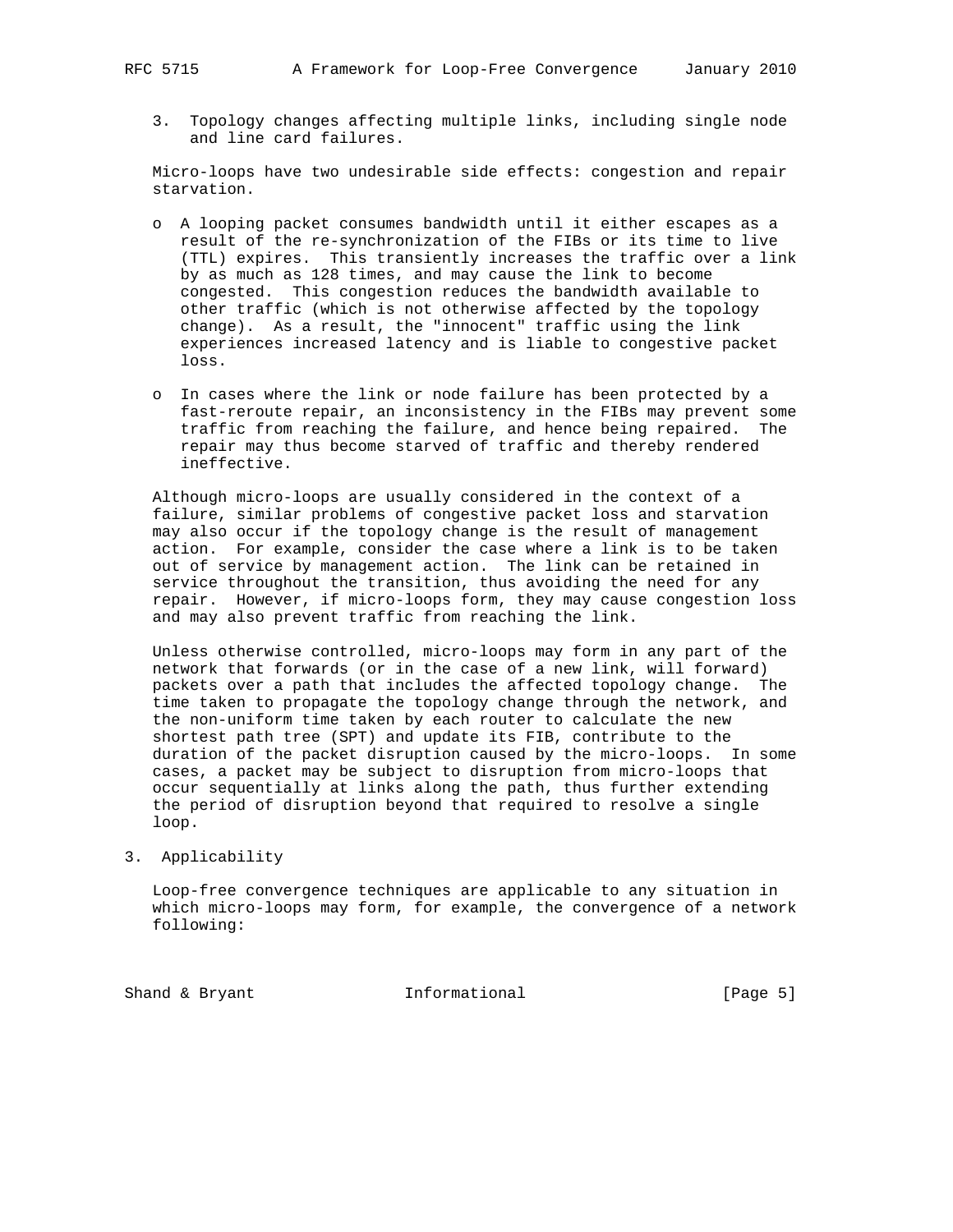3. Topology changes affecting multiple links, including single node and line card failures.

Micro-loops have two undesirable side effects: congestion and repair starvation.

- A looping packet consumes bandwidth until it either escapes as a result of the re-synchronization of the FIBs or its time to live (TTL) expires. This transiently increases the traffic over a link by as much as 128 times, and may cause the link to become congested. This congestion reduces the bandwidth available to other traffic (which is not otherwise affected by the topology change). As a result, the "innocent" traffic using the link experiences increased latency and is liable to congestive packet loss.

- In cases where the link or node failure has been protected by a fast-reroute repair, an inconsistency in the FIBs may prevent some traffic from reaching the failure, and hence being repaired. The repair may thus become starved of traffic and thereby rendered ineffective.

Although micro-loops are usually considered in the context of a failure, similar problems of congestive packet loss and starvation may also occur if the topology change is the result of management action. For example, consider the case where a link is to be taken out of service by management action. The link can be retained in service throughout the transition, thus avoiding the need for any repair. However, if micro-loops form, they may cause congestion loss and may also prevent traffic from reaching the link.

Unless otherwise controlled, micro-loops may form in any part of the network that forwards (or in the case of a new link, will forward) packets over a path that includes the affected topology change. The time taken to propagate the topology change through the network, and the non-uniform time taken by each router to calculate the new shortest path tree (SPT) and update its FIB, contribute to the duration of the packet disruption caused by the micro-loops. In some cases, a packet may be subject to disruption from micro-loops that occur sequentially at links along the path, thus further extending the period of disruption beyond that required to resolve a single loop.

## 3. Applicability

Loop-free convergence techniques are applicable to any situation in which micro-loops may form, for example, the convergence of a network following: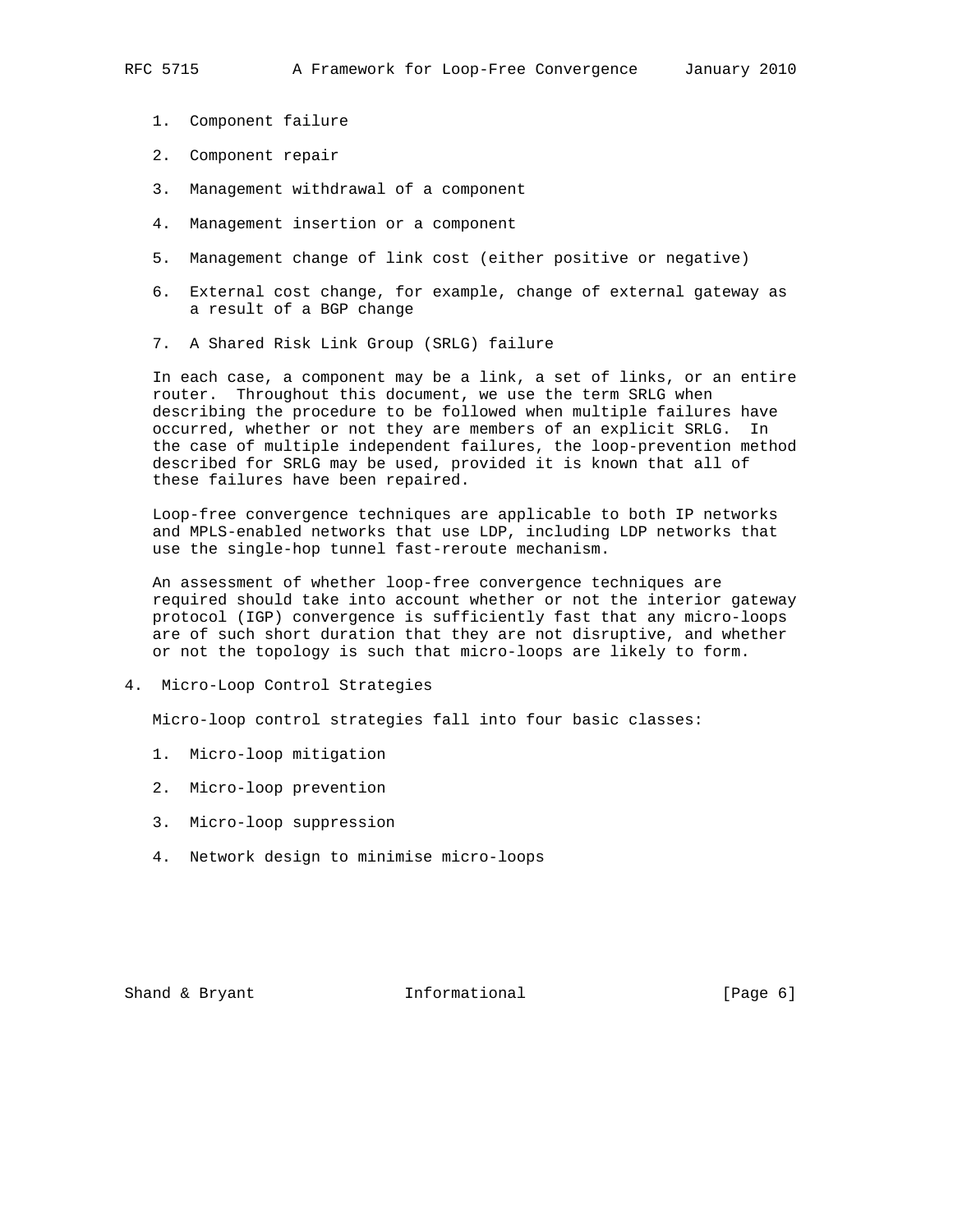1. Component failure

2. Component repair

3. Management withdrawal of a component

4. Management insertion or a component

5. Management change of link cost (either positive or negative)

6. External cost change, for example, change of external gateway as a result of a BGP change

7. A Shared Risk Link Group (SRLG) failure

In each case, a component may be a link, a set of links, or an entire router. Throughout this document, we use the term SRLG when describing the procedure to be followed when multiple failures have occurred, whether or not they are members of an explicit SRLG. In the case of multiple independent failures, the loop-prevention method described for SRLG may be used, provided it is known that all of these failures have been repaired.

Loop-free convergence techniques are applicable to both IP networks and MPLS-enabled networks that use LDP, including LDP networks that use the single-hop tunnel fast-reroute mechanism.

An assessment of whether loop-free convergence techniques are required should take into account whether or not the interior gateway protocol (IGP) convergence is sufficiently fast that any micro-loops are of such short duration that they are not disruptive, and whether or not the topology is such that micro-loops are likely to form.

## 4. Micro-Loop Control Strategies

Micro-loop control strategies fall into four basic classes:

1. Micro-loop mitigation

2. Micro-loop prevention

3. Micro-loop suppression

4. Network design to minimise micro-loops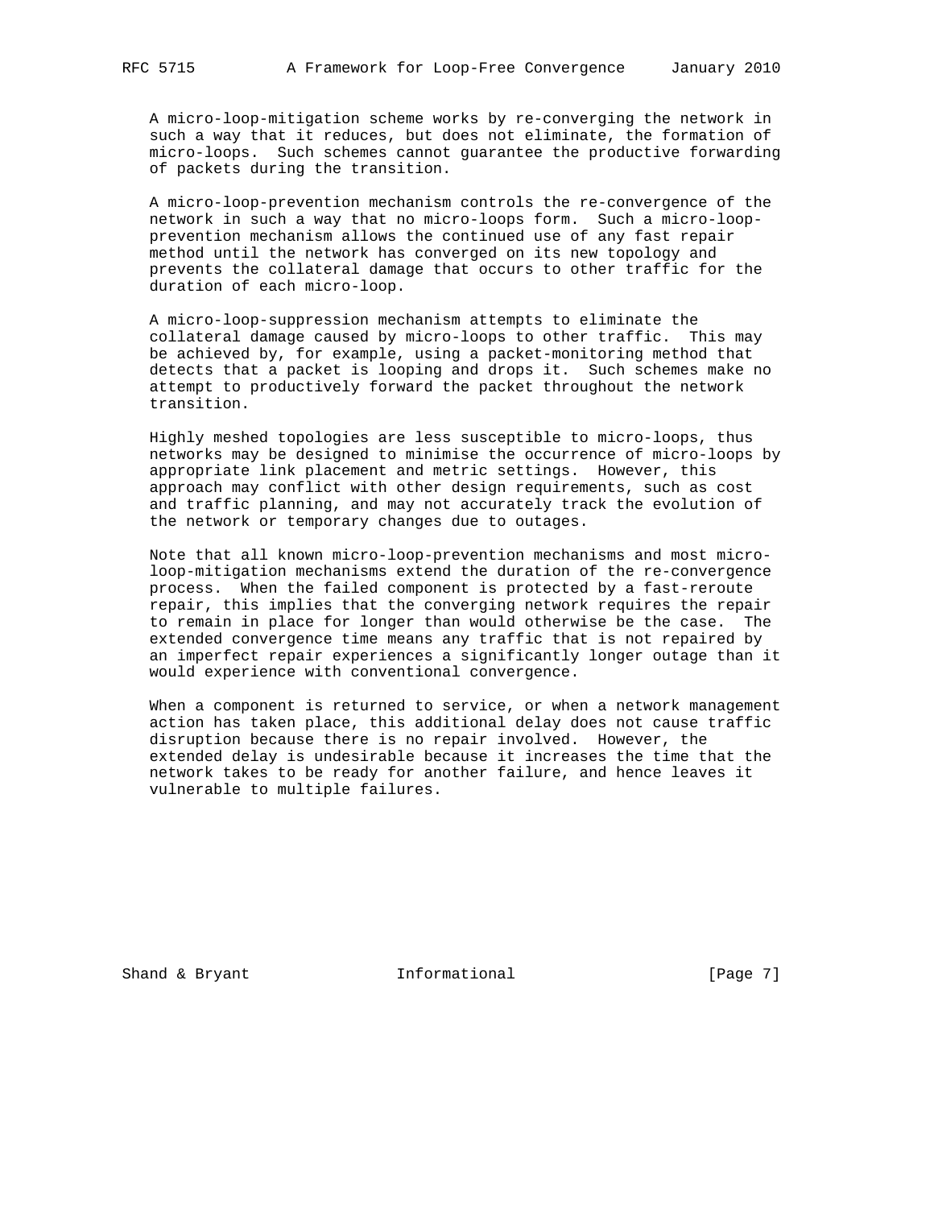A micro-loop-mitigation scheme works by re-converging the network in such a way that it reduces, but does not eliminate, the formation of micro-loops. Such schemes cannot guarantee the productive forwarding of packets during the transition.

A micro-loop-prevention mechanism controls the re-convergence of the network in such a way that no micro-loops form. Such a micro-loop-prevention mechanism allows the continued use of any fast repair method until the network has converged on its new topology and prevents the collateral damage that occurs to other traffic for the duration of each micro-loop.

A micro-loop-suppression mechanism attempts to eliminate the collateral damage caused by micro-loops to other traffic. This may be achieved by, for example, using a packet-monitoring method that detects that a packet is looping and drops it. Such schemes make no attempt to productively forward the packet throughout the network transition.

Highly meshed topologies are less susceptible to micro-loops, thus networks may be designed to minimise the occurrence of micro-loops by appropriate link placement and metric settings. However, this approach may conflict with other design requirements, such as cost and traffic planning, and may not accurately track the evolution of the network or temporary changes due to outages.

Note that all known micro-loop-prevention mechanisms and most micro-loop-mitigation mechanisms extend the duration of the re-convergence process. When the failed component is protected by a fast-reroute repair, this implies that the converging network requires the repair to remain in place for longer than would otherwise be the case. The extended convergence time means any traffic that is not repaired by an imperfect repair experiences a significantly longer outage than it would experience with conventional convergence.

When a component is returned to service, or when a network management action has taken place, this additional delay does not cause traffic disruption because there is no repair involved. However, the extended delay is undesirable because it increases the time that the network takes to be ready for another failure, and hence leaves it vulnerable to multiple failures.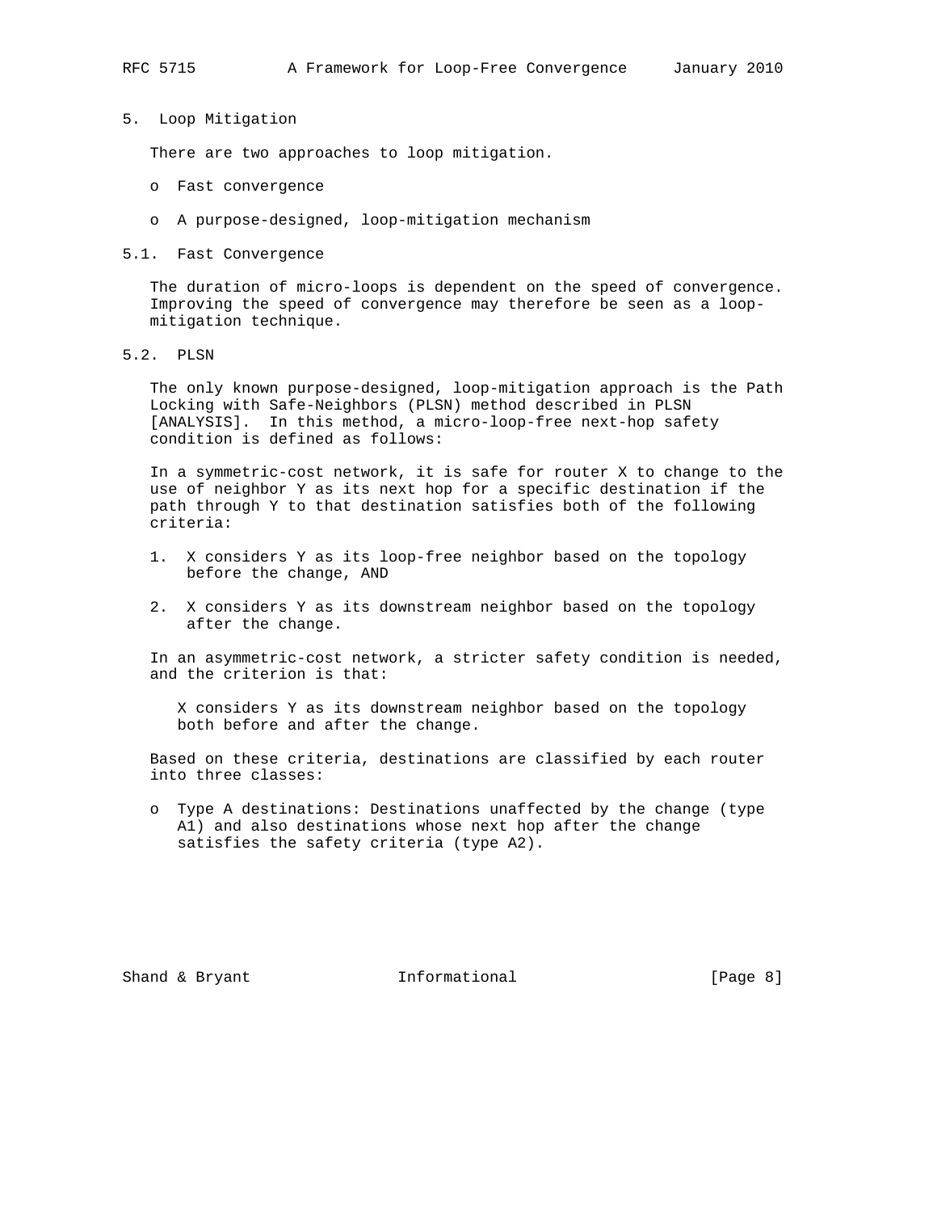## 5. Loop Mitigation

There are two approaches to loop mitigation.

- Fast convergence
- A purpose-designed, loop-mitigation mechanism

### 5.1. Fast Convergence

The duration of micro-loops is dependent on the speed of convergence. Improving the speed of convergence may therefore be seen as a loop-mitigation technique.

### 5.2. PLSN

The only known purpose-designed, loop-mitigation approach is the Path Locking with Safe-Neighbors (PLSN) method described in PLSN [ANALYSIS]. In this method, a micro-loop-free next-hop safety condition is defined as follows:

In a symmetric-cost network, it is safe for router X to change to the use of neighbor Y as its next hop for a specific destination if the path through Y to that destination satisfies both of the following criteria:

1. X considers Y as its loop-free neighbor based on the topology before the change, AND
2. X considers Y as its downstream neighbor based on the topology after the change.

In an asymmetric-cost network, a stricter safety condition is needed, and the criterion is that:

> X considers Y as its downstream neighbor based on the topology both before and after the change.

Based on these criteria, destinations are classified by each router into three classes:

- Type A destinations: Destinations unaffected by the change (type A1) and also destinations whose next hop after the change satisfies the safety criteria (type A2).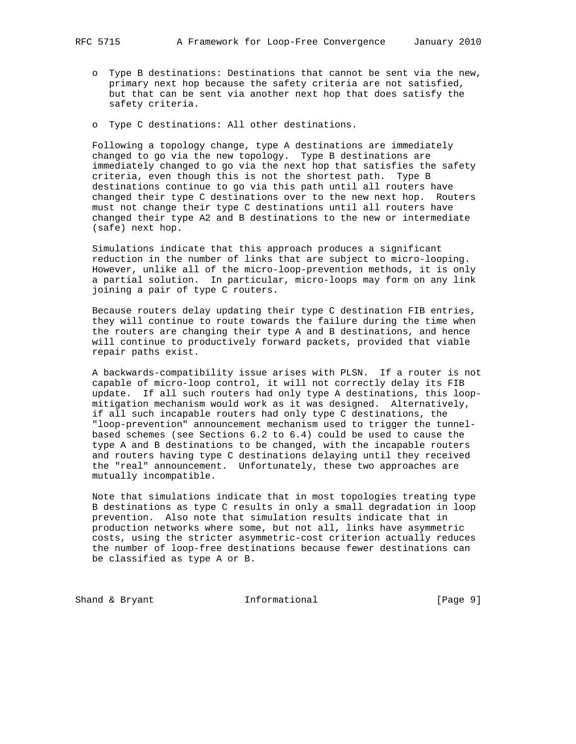- Type B destinations: Destinations that cannot be sent via the new, primary next hop because the safety criteria are not satisfied, but that can be sent via another next hop that does satisfy the safety criteria.

- Type C destinations: All other destinations.

Following a topology change, type A destinations are immediately changed to go via the new topology. Type B destinations are immediately changed to go via the next hop that satisfies the safety criteria, even though this is not the shortest path. Type B destinations continue to go via this path until all routers have changed their type C destinations over to the new next hop. Routers must not change their type C destinations until all routers have changed their type A2 and B destinations to the new or intermediate (safe) next hop.

Simulations indicate that this approach produces a significant reduction in the number of links that are subject to micro-looping. However, unlike all of the micro-loop-prevention methods, it is only a partial solution. In particular, micro-loops may form on any link joining a pair of type C routers.

Because routers delay updating their type C destination FIB entries, they will continue to route towards the failure during the time when the routers are changing their type A and B destinations, and hence will continue to productively forward packets, provided that viable repair paths exist.

A backwards-compatibility issue arises with PLSN. If a router is not capable of micro-loop control, it will not correctly delay its FIB update. If all such routers had only type A destinations, this loop-mitigation mechanism would work as it was designed. Alternatively, if all such incapable routers had only type C destinations, the "loop-prevention" announcement mechanism used to trigger the tunnel-based schemes (see Sections 6.2 to 6.4) could be used to cause the type A and B destinations to be changed, with the incapable routers and routers having type C destinations delaying until they received the "real" announcement. Unfortunately, these two approaches are mutually incompatible.

Note that simulations indicate that in most topologies treating type B destinations as type C results in only a small degradation in loop prevention. Also note that simulation results indicate that in production networks where some, but not all, links have asymmetric costs, using the stricter asymmetric-cost criterion actually reduces the number of loop-free destinations because fewer destinations can be classified as type A or B.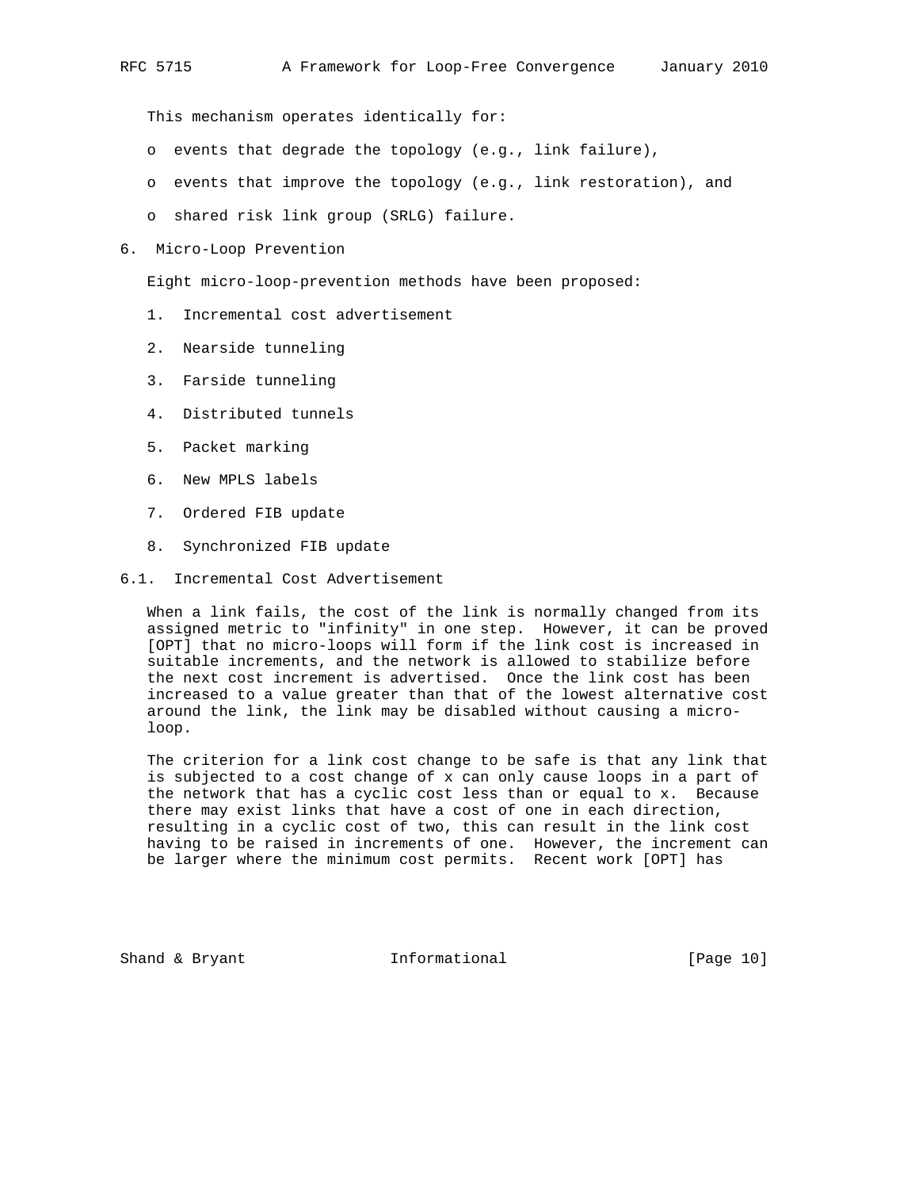This mechanism operates identically for:

- events that degrade the topology (e.g., link failure),
- events that improve the topology (e.g., link restoration), and
- shared risk link group (SRLG) failure.

## 6. Micro-Loop Prevention

Eight micro-loop-prevention methods have been proposed:

1. Incremental cost advertisement
2. Nearside tunneling
3. Farside tunneling
4. Distributed tunnels
5. Packet marking
6. New MPLS labels
7. Ordered FIB update
8. Synchronized FIB update

### 6.1. Incremental Cost Advertisement

When a link fails, the cost of the link is normally changed from its assigned metric to "infinity" in one step. However, it can be proved [OPT] that no micro-loops will form if the link cost is increased in suitable increments, and the network is allowed to stabilize before the next cost increment is advertised. Once the link cost has been increased to a value greater than that of the lowest alternative cost around the link, the link may be disabled without causing a micro-loop.

The criterion for a link cost change to be safe is that any link that is subjected to a cost change of x can only cause loops in a part of the network that has a cyclic cost less than or equal to x. Because there may exist links that have a cost of one in each direction, resulting in a cyclic cost of two, this can result in the link cost having to be raised in increments of one. However, the increment can be larger where the minimum cost permits. Recent work [OPT] has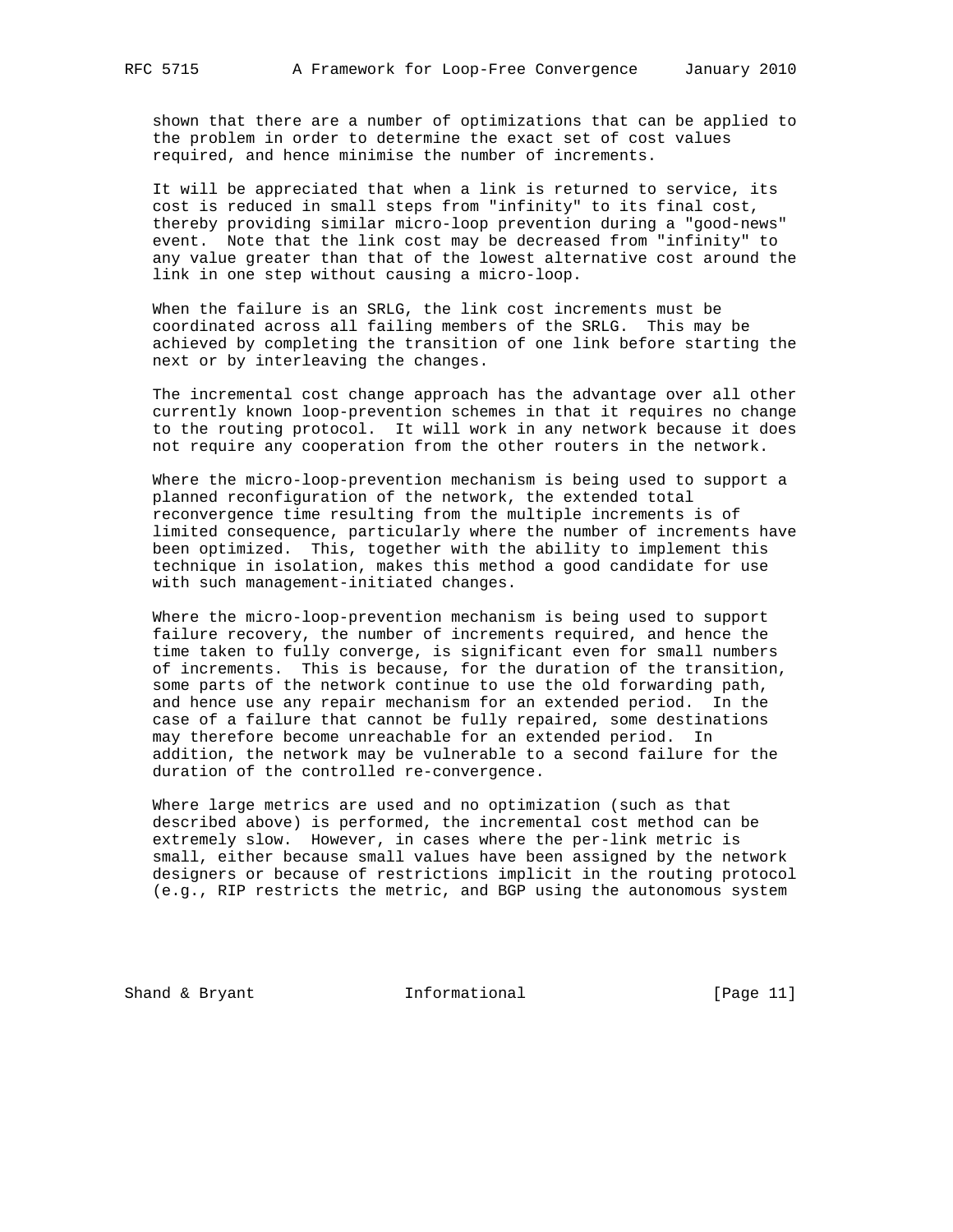shown that there are a number of optimizations that can be applied to the problem in order to determine the exact set of cost values required, and hence minimise the number of increments.

It will be appreciated that when a link is returned to service, its cost is reduced in small steps from "infinity" to its final cost, thereby providing similar micro-loop prevention during a "good-news" event. Note that the link cost may be decreased from "infinity" to any value greater than that of the lowest alternative cost around the link in one step without causing a micro-loop.

When the failure is an SRLG, the link cost increments must be coordinated across all failing members of the SRLG. This may be achieved by completing the transition of one link before starting the next or by interleaving the changes.

The incremental cost change approach has the advantage over all other currently known loop-prevention schemes in that it requires no change to the routing protocol. It will work in any network because it does not require any cooperation from the other routers in the network.

Where the micro-loop-prevention mechanism is being used to support a planned reconfiguration of the network, the extended total reconvergence time resulting from the multiple increments is of limited consequence, particularly where the number of increments have been optimized. This, together with the ability to implement this technique in isolation, makes this method a good candidate for use with such management-initiated changes.

Where the micro-loop-prevention mechanism is being used to support failure recovery, the number of increments required, and hence the time taken to fully converge, is significant even for small numbers of increments. This is because, for the duration of the transition, some parts of the network continue to use the old forwarding path, and hence use any repair mechanism for an extended period. In the case of a failure that cannot be fully repaired, some destinations may therefore become unreachable for an extended period. In addition, the network may be vulnerable to a second failure for the duration of the controlled re-convergence.

Where large metrics are used and no optimization (such as that described above) is performed, the incremental cost method can be extremely slow. However, in cases where the per-link metric is small, either because small values have been assigned by the network designers or because of restrictions implicit in the routing protocol (e.g., RIP restricts the metric, and BGP using the autonomous system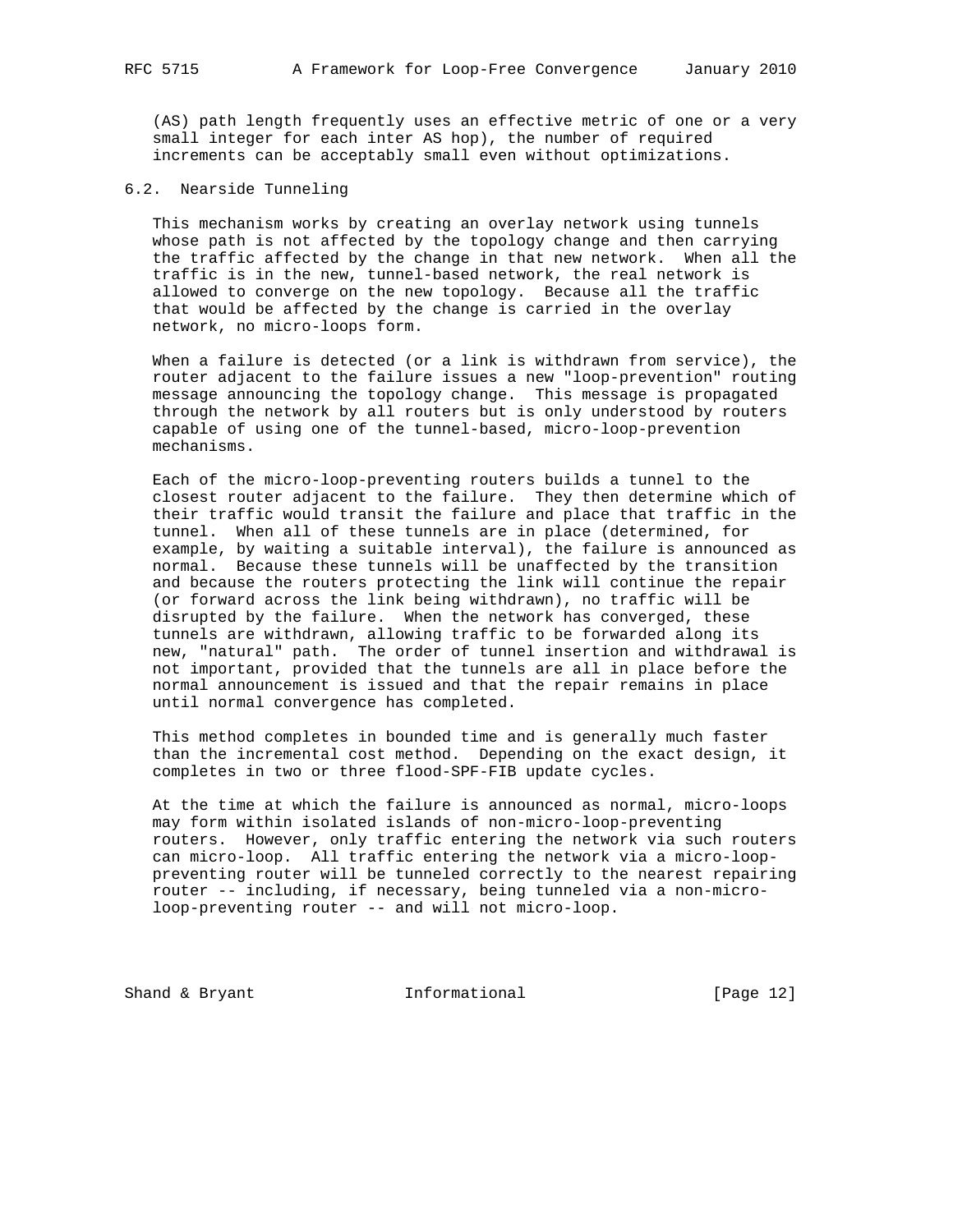(AS) path length frequently uses an effective metric of one or a very small integer for each inter AS hop), the number of required increments can be acceptably small even without optimizations.

### 6.2. Nearside Tunneling

This mechanism works by creating an overlay network using tunnels whose path is not affected by the topology change and then carrying the traffic affected by the change in that new network. When all the traffic is in the new, tunnel-based network, the real network is allowed to converge on the new topology. Because all the traffic that would be affected by the change is carried in the overlay network, no micro-loops form.

When a failure is detected (or a link is withdrawn from service), the router adjacent to the failure issues a new "loop-prevention" routing message announcing the topology change. This message is propagated through the network by all routers but is only understood by routers capable of using one of the tunnel-based, micro-loop-prevention mechanisms.

Each of the micro-loop-preventing routers builds a tunnel to the closest router adjacent to the failure. They then determine which of their traffic would transit the failure and place that traffic in the tunnel. When all of these tunnels are in place (determined, for example, by waiting a suitable interval), the failure is announced as normal. Because these tunnels will be unaffected by the transition and because the routers protecting the link will continue the repair (or forward across the link being withdrawn), no traffic will be disrupted by the failure. When the network has converged, these tunnels are withdrawn, allowing traffic to be forwarded along its new, "natural" path. The order of tunnel insertion and withdrawal is not important, provided that the tunnels are all in place before the normal announcement is issued and that the repair remains in place until normal convergence has completed.

This method completes in bounded time and is generally much faster than the incremental cost method. Depending on the exact design, it completes in two or three flood-SPF-FIB update cycles.

At the time at which the failure is announced as normal, micro-loops may form within isolated islands of non-micro-loop-preventing routers. However, only traffic entering the network via such routers can micro-loop. All traffic entering the network via a micro-loop-preventing router will be tunneled correctly to the nearest repairing router -- including, if necessary, being tunneled via a non-micro-loop-preventing router -- and will not micro-loop.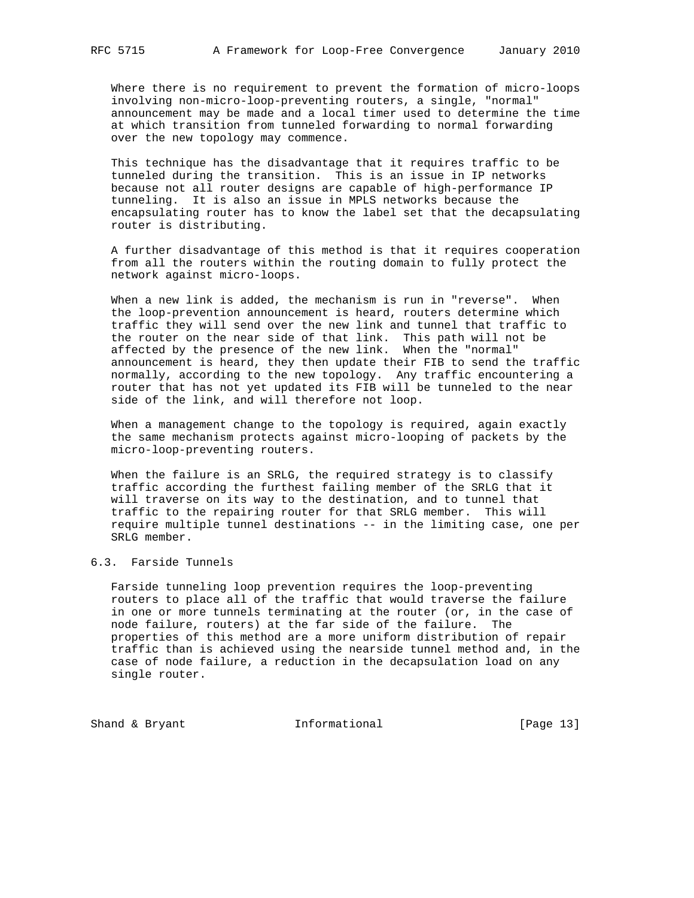Where there is no requirement to prevent the formation of micro-loops involving non-micro-loop-preventing routers, a single, "normal" announcement may be made and a local timer used to determine the time at which transition from tunneled forwarding to normal forwarding over the new topology may commence.

This technique has the disadvantage that it requires traffic to be tunneled during the transition. This is an issue in IP networks because not all router designs are capable of high-performance IP tunneling. It is also an issue in MPLS networks because the encapsulating router has to know the label set that the decapsulating router is distributing.

A further disadvantage of this method is that it requires cooperation from all the routers within the routing domain to fully protect the network against micro-loops.

When a new link is added, the mechanism is run in "reverse". When the loop-prevention announcement is heard, routers determine which traffic they will send over the new link and tunnel that traffic to the router on the near side of that link. This path will not be affected by the presence of the new link. When the "normal" announcement is heard, they then update their FIB to send the traffic normally, according to the new topology. Any traffic encountering a router that has not yet updated its FIB will be tunneled to the near side of the link, and will therefore not loop.

When a management change to the topology is required, again exactly the same mechanism protects against micro-looping of packets by the micro-loop-preventing routers.

When the failure is an SRLG, the required strategy is to classify traffic according the furthest failing member of the SRLG that it will traverse on its way to the destination, and to tunnel that traffic to the repairing router for that SRLG member. This will require multiple tunnel destinations -- in the limiting case, one per SRLG member.

## 6.3. Farside Tunnels

Farside tunneling loop prevention requires the loop-preventing routers to place all of the traffic that would traverse the failure in one or more tunnels terminating at the router (or, in the case of node failure, routers) at the far side of the failure. The properties of this method are a more uniform distribution of repair traffic than is achieved using the nearside tunnel method and, in the case of node failure, a reduction in the decapsulation load on any single router.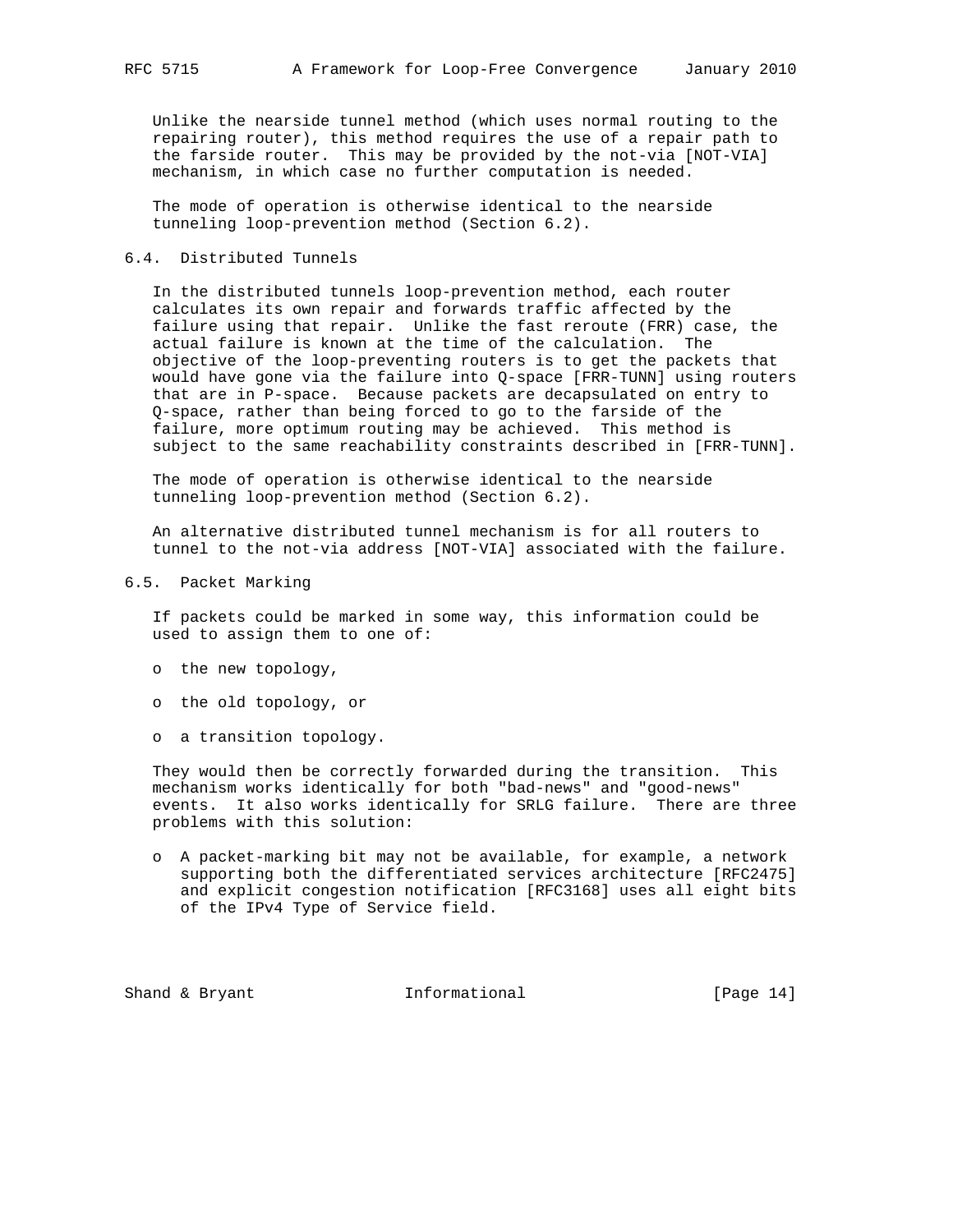Unlike the nearside tunnel method (which uses normal routing to the repairing router), this method requires the use of a repair path to the farside router. This may be provided by the not-via [NOT-VIA] mechanism, in which case no further computation is needed.

The mode of operation is otherwise identical to the nearside tunneling loop-prevention method (Section 6.2).

### 6.4. Distributed Tunnels

In the distributed tunnels loop-prevention method, each router calculates its own repair and forwards traffic affected by the failure using that repair. Unlike the fast reroute (FRR) case, the actual failure is known at the time of the calculation. The objective of the loop-preventing routers is to get the packets that would have gone via the failure into Q-space [FRR-TUNN] using routers that are in P-space. Because packets are decapsulated on entry to Q-space, rather than being forced to go to the farside of the failure, more optimum routing may be achieved. This method is subject to the same reachability constraints described in [FRR-TUNN].

The mode of operation is otherwise identical to the nearside tunneling loop-prevention method (Section 6.2).

An alternative distributed tunnel mechanism is for all routers to tunnel to the not-via address [NOT-VIA] associated with the failure.

### 6.5. Packet Marking

If packets could be marked in some way, this information could be used to assign them to one of:

- the new topology,
- the old topology, or
- a transition topology.

They would then be correctly forwarded during the transition. This mechanism works identically for both "bad-news" and "good-news" events. It also works identically for SRLG failure. There are three problems with this solution:

- A packet-marking bit may not be available, for example, a network supporting both the differentiated services architecture [RFC2475] and explicit congestion notification [RFC3168] uses all eight bits of the IPv4 Type of Service field.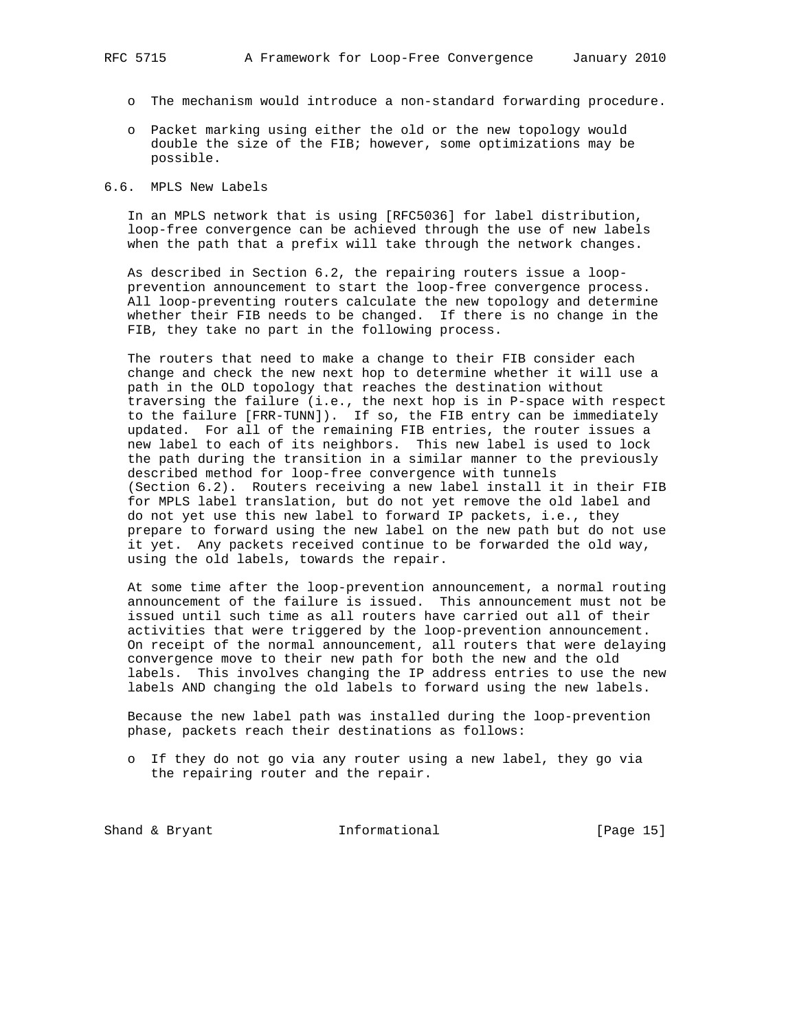- The mechanism would introduce a non-standard forwarding procedure.

- Packet marking using either the old or the new topology would double the size of the FIB; however, some optimizations may be possible.

### 6.6. MPLS New Labels

In an MPLS network that is using [RFC5036] for label distribution, loop-free convergence can be achieved through the use of new labels when the path that a prefix will take through the network changes.

As described in Section 6.2, the repairing routers issue a loop-prevention announcement to start the loop-free convergence process. All loop-preventing routers calculate the new topology and determine whether their FIB needs to be changed. If there is no change in the FIB, they take no part in the following process.

The routers that need to make a change to their FIB consider each change and check the new next hop to determine whether it will use a path in the OLD topology that reaches the destination without traversing the failure (i.e., the next hop is in P-space with respect to the failure [FRR-TUNN]). If so, the FIB entry can be immediately updated. For all of the remaining FIB entries, the router issues a new label to each of its neighbors. This new label is used to lock the path during the transition in a similar manner to the previously described method for loop-free convergence with tunnels (Section 6.2). Routers receiving a new label install it in their FIB for MPLS label translation, but do not yet remove the old label and do not yet use this new label to forward IP packets, i.e., they prepare to forward using the new label on the new path but do not use it yet. Any packets received continue to be forwarded the old way, using the old labels, towards the repair.

At some time after the loop-prevention announcement, a normal routing announcement of the failure is issued. This announcement must not be issued until such time as all routers have carried out all of their activities that were triggered by the loop-prevention announcement. On receipt of the normal announcement, all routers that were delaying convergence move to their new path for both the new and the old labels. This involves changing the IP address entries to use the new labels AND changing the old labels to forward using the new labels.

Because the new label path was installed during the loop-prevention phase, packets reach their destinations as follows:

- If they do not go via any router using a new label, they go via the repairing router and the repair.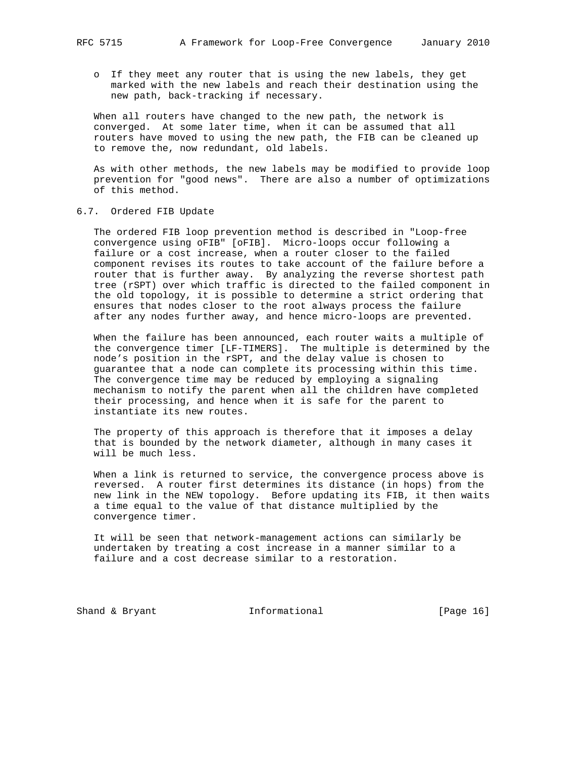- If they meet any router that is using the new labels, they get marked with the new labels and reach their destination using the new path, back-tracking if necessary.

When all routers have changed to the new path, the network is converged. At some later time, when it can be assumed that all routers have moved to using the new path, the FIB can be cleaned up to remove the, now redundant, old labels.

As with other methods, the new labels may be modified to provide loop prevention for "good news". There are also a number of optimizations of this method.

### 6.7. Ordered FIB Update

The ordered FIB loop prevention method is described in "Loop-free convergence using oFIB" [oFIB]. Micro-loops occur following a failure or a cost increase, when a router closer to the failed component revises its routes to take account of the failure before a router that is further away. By analyzing the reverse shortest path tree (rSPT) over which traffic is directed to the failed component in the old topology, it is possible to determine a strict ordering that ensures that nodes closer to the root always process the failure after any nodes further away, and hence micro-loops are prevented.

When the failure has been announced, each router waits a multiple of the convergence timer [LF-TIMERS]. The multiple is determined by the node's position in the rSPT, and the delay value is chosen to guarantee that a node can complete its processing within this time. The convergence time may be reduced by employing a signaling mechanism to notify the parent when all the children have completed their processing, and hence when it is safe for the parent to instantiate its new routes.

The property of this approach is therefore that it imposes a delay that is bounded by the network diameter, although in many cases it will be much less.

When a link is returned to service, the convergence process above is reversed. A router first determines its distance (in hops) from the new link in the NEW topology. Before updating its FIB, it then waits a time equal to the value of that distance multiplied by the convergence timer.

It will be seen that network-management actions can similarly be undertaken by treating a cost increase in a manner similar to a failure and a cost decrease similar to a restoration.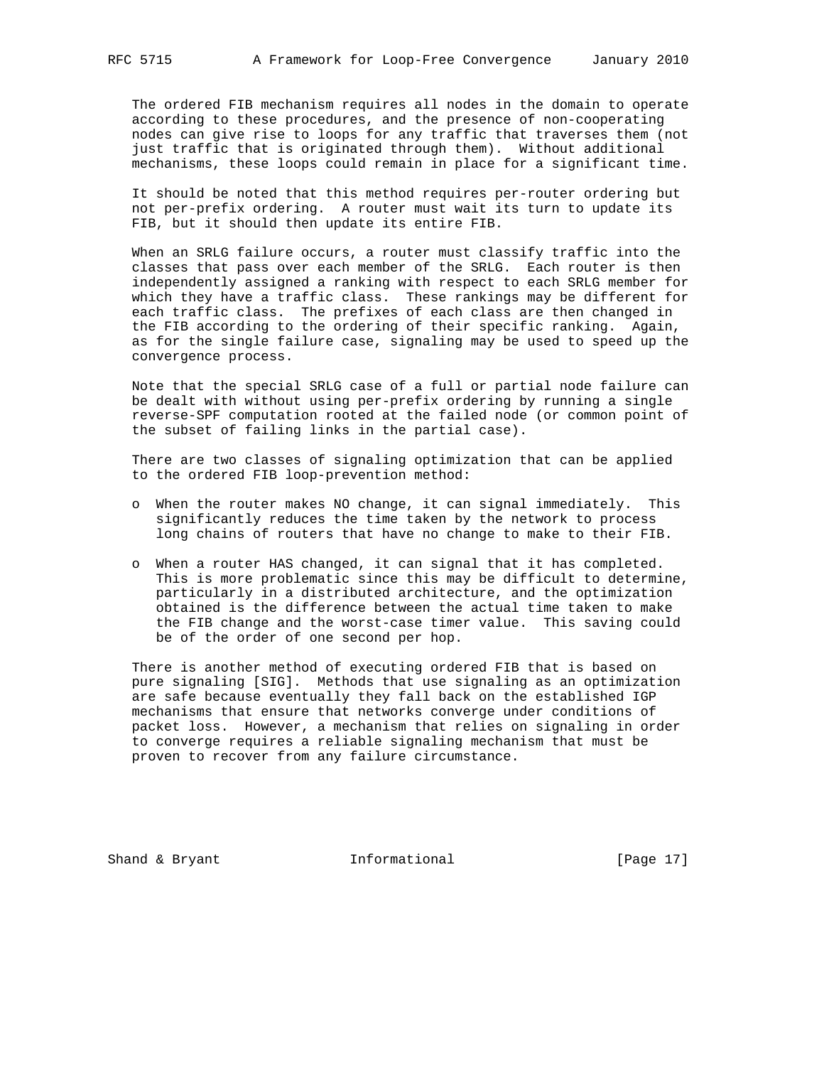The ordered FIB mechanism requires all nodes in the domain to operate according to these procedures, and the presence of non-cooperating nodes can give rise to loops for any traffic that traverses them (not just traffic that is originated through them). Without additional mechanisms, these loops could remain in place for a significant time.

It should be noted that this method requires per-router ordering but not per-prefix ordering. A router must wait its turn to update its FIB, but it should then update its entire FIB.

When an SRLG failure occurs, a router must classify traffic into the classes that pass over each member of the SRLG. Each router is then independently assigned a ranking with respect to each SRLG member for which they have a traffic class. These rankings may be different for each traffic class. The prefixes of each class are then changed in the FIB according to the ordering of their specific ranking. Again, as for the single failure case, signaling may be used to speed up the convergence process.

Note that the special SRLG case of a full or partial node failure can be dealt with without using per-prefix ordering by running a single reverse-SPF computation rooted at the failed node (or common point of the subset of failing links in the partial case).

There are two classes of signaling optimization that can be applied to the ordered FIB loop-prevention method:

- When the router makes NO change, it can signal immediately. This significantly reduces the time taken by the network to process long chains of routers that have no change to make to their FIB.

- When a router HAS changed, it can signal that it has completed. This is more problematic since this may be difficult to determine, particularly in a distributed architecture, and the optimization obtained is the difference between the actual time taken to make the FIB change and the worst-case timer value. This saving could be of the order of one second per hop.

There is another method of executing ordered FIB that is based on pure signaling [SIG]. Methods that use signaling as an optimization are safe because eventually they fall back on the established IGP mechanisms that ensure that networks converge under conditions of packet loss. However, a mechanism that relies on signaling in order to converge requires a reliable signaling mechanism that must be proven to recover from any failure circumstance.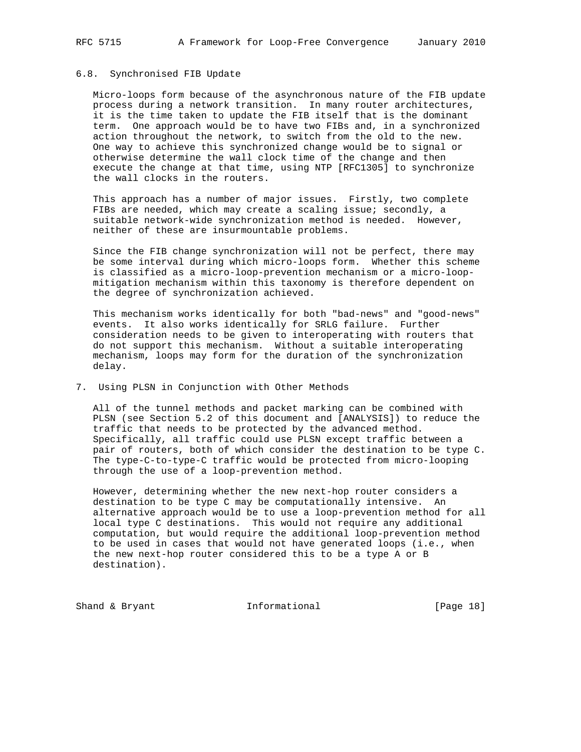### 6.8. Synchronised FIB Update

Micro-loops form because of the asynchronous nature of the FIB update process during a network transition. In many router architectures, it is the time taken to update the FIB itself that is the dominant term. One approach would be to have two FIBs and, in a synchronized action throughout the network, to switch from the old to the new. One way to achieve this synchronized change would be to signal or otherwise determine the wall clock time of the change and then execute the change at that time, using NTP [RFC1305] to synchronize the wall clocks in the routers.

This approach has a number of major issues. Firstly, two complete FIBs are needed, which may create a scaling issue; secondly, a suitable network-wide synchronization method is needed. However, neither of these are insurmountable problems.

Since the FIB change synchronization will not be perfect, there may be some interval during which micro-loops form. Whether this scheme is classified as a micro-loop-prevention mechanism or a micro-loop-mitigation mechanism within this taxonomy is therefore dependent on the degree of synchronization achieved.

This mechanism works identically for both "bad-news" and "good-news" events. It also works identically for SRLG failure. Further consideration needs to be given to interoperating with routers that do not support this mechanism. Without a suitable interoperating mechanism, loops may form for the duration of the synchronization delay.

## 7. Using PLSN in Conjunction with Other Methods

All of the tunnel methods and packet marking can be combined with PLSN (see Section 5.2 of this document and [ANALYSIS]) to reduce the traffic that needs to be protected by the advanced method. Specifically, all traffic could use PLSN except traffic between a pair of routers, both of which consider the destination to be type C. The type-C-to-type-C traffic would be protected from micro-looping through the use of a loop-prevention method.

However, determining whether the new next-hop router considers a destination to be type C may be computationally intensive. An alternative approach would be to use a loop-prevention method for all local type C destinations. This would not require any additional computation, but would require the additional loop-prevention method to be used in cases that would not have generated loops (i.e., when the new next-hop router considered this to be a type A or B destination).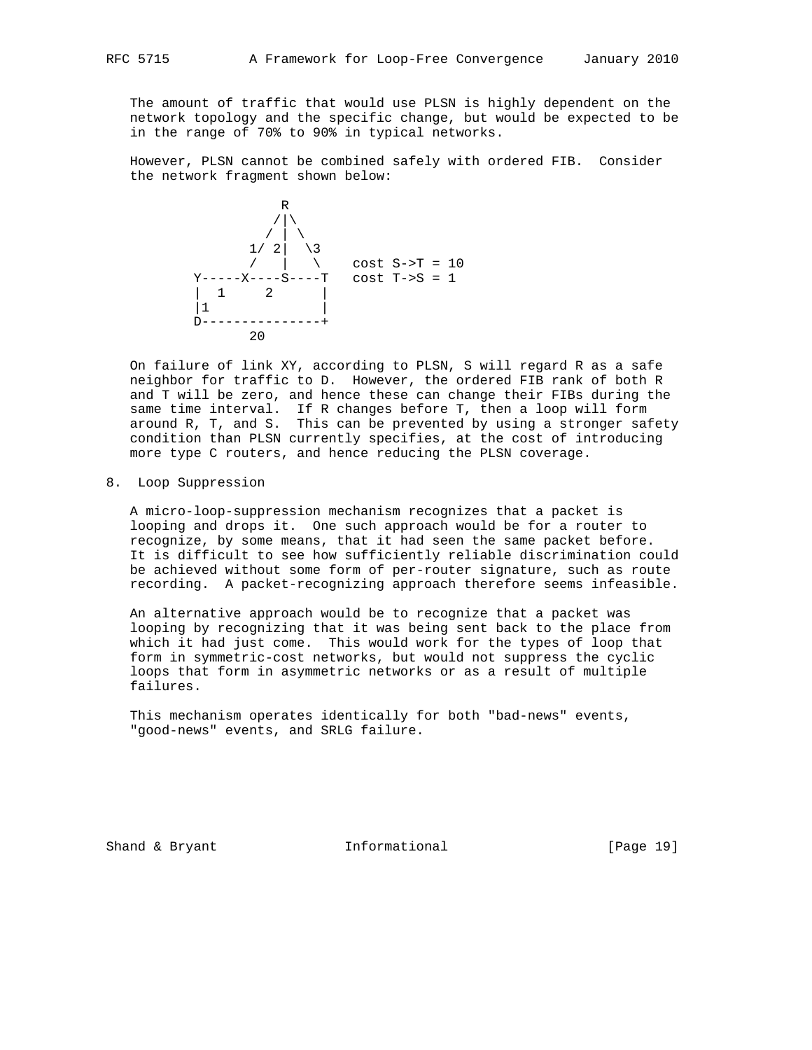The amount of traffic that would use PLSN is highly dependent on the network topology and the specific change, but would be expected to be in the range of 70% to 90% in typical networks.

However, PLSN cannot be combined safely with ordered FIB. Consider the network fragment shown below:

```
                 R
                /|\
               / | \
             1/ 2|  \3
             /   |   \    cost S->T = 10
       Y-----X----S----T   cost T->S = 1
       |  1     2      |
       |1              |
       D---------------+
              20
```

On failure of link XY, according to PLSN, S will regard R as a safe neighbor for traffic to D. However, the ordered FIB rank of both R and T will be zero, and hence these can change their FIBs during the same time interval. If R changes before T, then a loop will form around R, T, and S. This can be prevented by using a stronger safety condition than PLSN currently specifies, at the cost of introducing more type C routers, and hence reducing the PLSN coverage.

## 8. Loop Suppression

A micro-loop-suppression mechanism recognizes that a packet is looping and drops it. One such approach would be for a router to recognize, by some means, that it had seen the same packet before. It is difficult to see how sufficiently reliable discrimination could be achieved without some form of per-router signature, such as route recording. A packet-recognizing approach therefore seems infeasible.

An alternative approach would be to recognize that a packet was looping by recognizing that it was being sent back to the place from which it had just come. This would work for the types of loop that form in symmetric-cost networks, but would not suppress the cyclic loops that form in asymmetric networks or as a result of multiple failures.

This mechanism operates identically for both "bad-news" events, "good-news" events, and SRLG failure.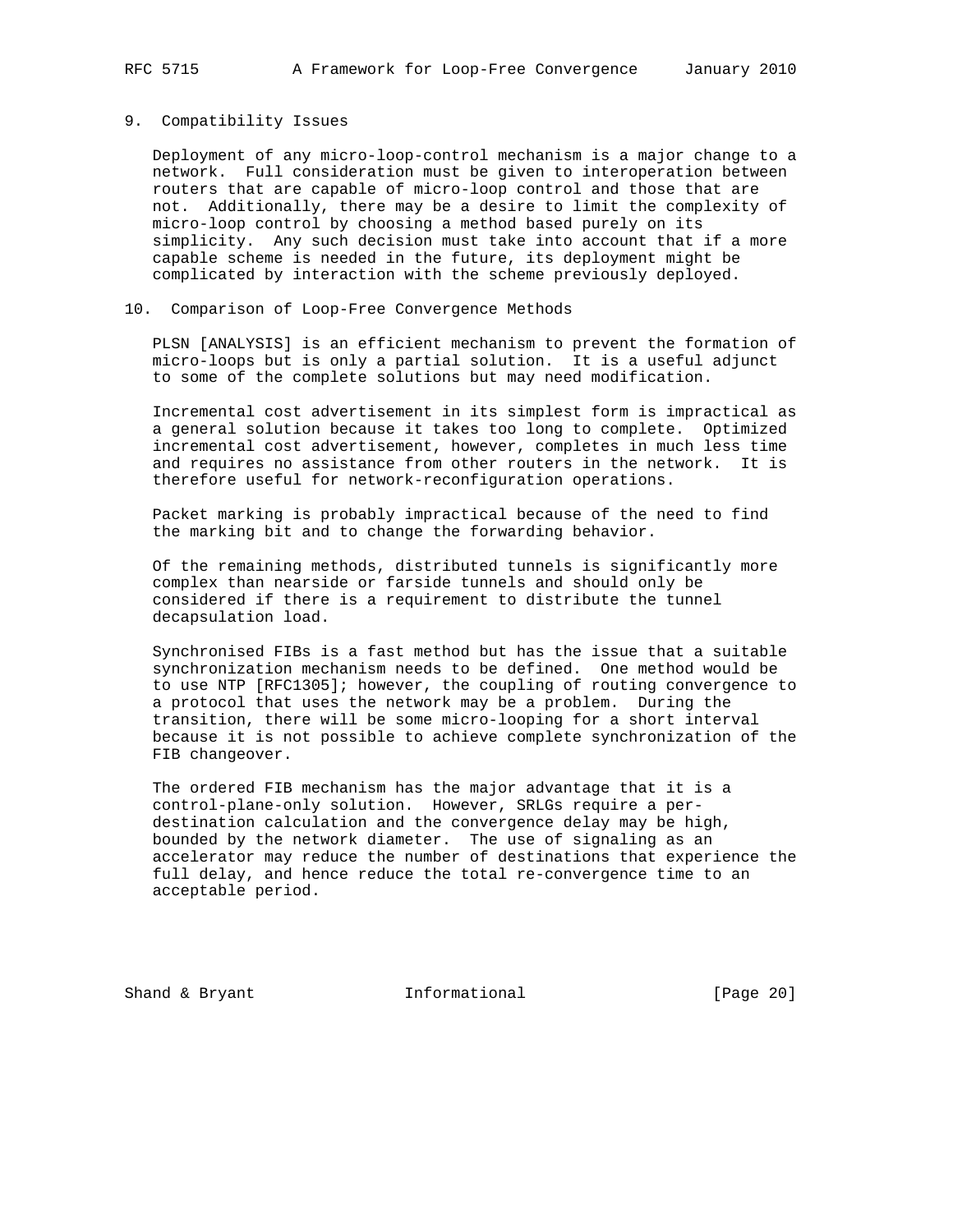## 9. Compatibility Issues

Deployment of any micro-loop-control mechanism is a major change to a network. Full consideration must be given to interoperation between routers that are capable of micro-loop control and those that are not. Additionally, there may be a desire to limit the complexity of micro-loop control by choosing a method based purely on its simplicity. Any such decision must take into account that if a more capable scheme is needed in the future, its deployment might be complicated by interaction with the scheme previously deployed.

## 10. Comparison of Loop-Free Convergence Methods

PLSN [ANALYSIS] is an efficient mechanism to prevent the formation of micro-loops but is only a partial solution. It is a useful adjunct to some of the complete solutions but may need modification.

Incremental cost advertisement in its simplest form is impractical as a general solution because it takes too long to complete. Optimized incremental cost advertisement, however, completes in much less time and requires no assistance from other routers in the network. It is therefore useful for network-reconfiguration operations.

Packet marking is probably impractical because of the need to find the marking bit and to change the forwarding behavior.

Of the remaining methods, distributed tunnels is significantly more complex than nearside or farside tunnels and should only be considered if there is a requirement to distribute the tunnel decapsulation load.

Synchronised FIBs is a fast method but has the issue that a suitable synchronization mechanism needs to be defined. One method would be to use NTP [RFC1305]; however, the coupling of routing convergence to a protocol that uses the network may be a problem. During the transition, there will be some micro-looping for a short interval because it is not possible to achieve complete synchronization of the FIB changeover.

The ordered FIB mechanism has the major advantage that it is a control-plane-only solution. However, SRLGs require a per-destination calculation and the convergence delay may be high, bounded by the network diameter. The use of signaling as an accelerator may reduce the number of destinations that experience the full delay, and hence reduce the total re-convergence time to an acceptable period.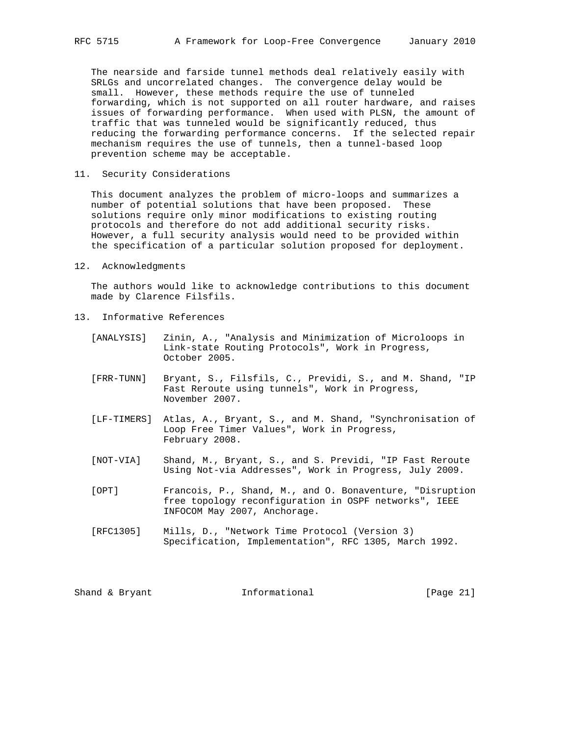The nearside and farside tunnel methods deal relatively easily with SRLGs and uncorrelated changes. The convergence delay would be small. However, these methods require the use of tunneled forwarding, which is not supported on all router hardware, and raises issues of forwarding performance. When used with PLSN, the amount of traffic that was tunneled would be significantly reduced, thus reducing the forwarding performance concerns. If the selected repair mechanism requires the use of tunnels, then a tunnel-based loop prevention scheme may be acceptable.

## 11. Security Considerations

This document analyzes the problem of micro-loops and summarizes a number of potential solutions that have been proposed. These solutions require only minor modifications to existing routing protocols and therefore do not add additional security risks. However, a full security analysis would need to be provided within the specification of a particular solution proposed for deployment.

## 12. Acknowledgments

The authors would like to acknowledge contributions to this document made by Clarence Filsfils.

## 13. Informative References

[ANALYSIS] Zinin, A., "Analysis and Minimization of Microloops in Link-state Routing Protocols", Work in Progress, October 2005.

[FRR-TUNN] Bryant, S., Filsfils, C., Previdi, S., and M. Shand, "IP Fast Reroute using tunnels", Work in Progress, November 2007.

[LF-TIMERS] Atlas, A., Bryant, S., and M. Shand, "Synchronisation of Loop Free Timer Values", Work in Progress, February 2008.

[NOT-VIA] Shand, M., Bryant, S., and S. Previdi, "IP Fast Reroute Using Not-via Addresses", Work in Progress, July 2009.

[OPT] Francois, P., Shand, M., and O. Bonaventure, "Disruption free topology reconfiguration in OSPF networks", IEEE INFOCOM May 2007, Anchorage.

[RFC1305] Mills, D., "Network Time Protocol (Version 3) Specification, Implementation", RFC 1305, March 1992.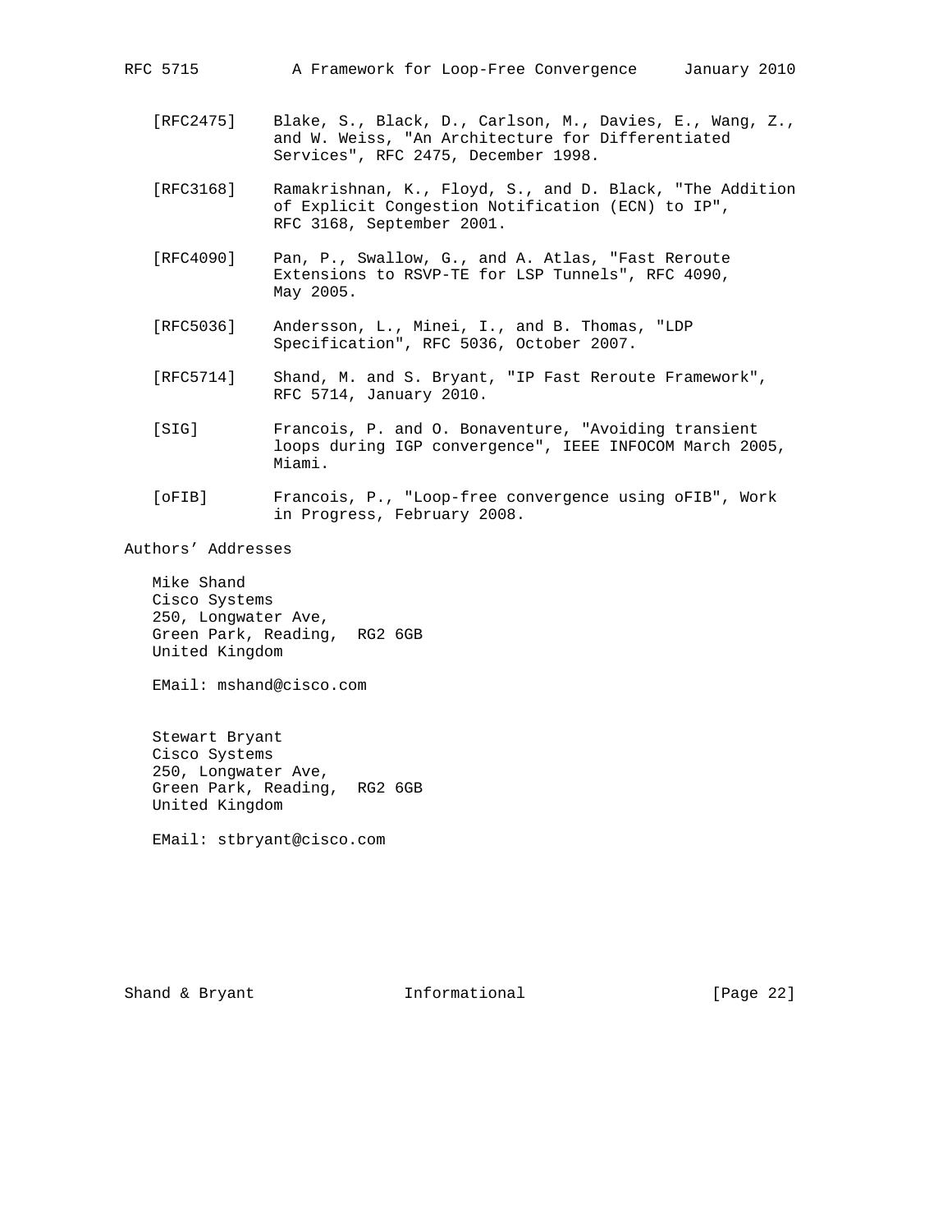[RFC2475] Blake, S., Black, D., Carlson, M., Davies, E., Wang, Z., and W. Weiss, "An Architecture for Differentiated Services", RFC 2475, December 1998.

[RFC3168] Ramakrishnan, K., Floyd, S., and D. Black, "The Addition of Explicit Congestion Notification (ECN) to IP", RFC 3168, September 2001.

[RFC4090] Pan, P., Swallow, G., and A. Atlas, "Fast Reroute Extensions to RSVP-TE for LSP Tunnels", RFC 4090, May 2005.

[RFC5036] Andersson, L., Minei, I., and B. Thomas, "LDP Specification", RFC 5036, October 2007.

[RFC5714] Shand, M. and S. Bryant, "IP Fast Reroute Framework", RFC 5714, January 2010.

[SIG] Francois, P. and O. Bonaventure, "Avoiding transient loops during IGP convergence", IEEE INFOCOM March 2005, Miami.

[oFIB] Francois, P., "Loop-free convergence using oFIB", Work in Progress, February 2008.

## Authors' Addresses

Mike Shand
Cisco Systems
250, Longwater Ave,
Green Park, Reading, RG2 6GB
United Kingdom

EMail: mshand@cisco.com

Stewart Bryant
Cisco Systems
250, Longwater Ave,
Green Park, Reading, RG2 6GB
United Kingdom

EMail: stbryant@cisco.com